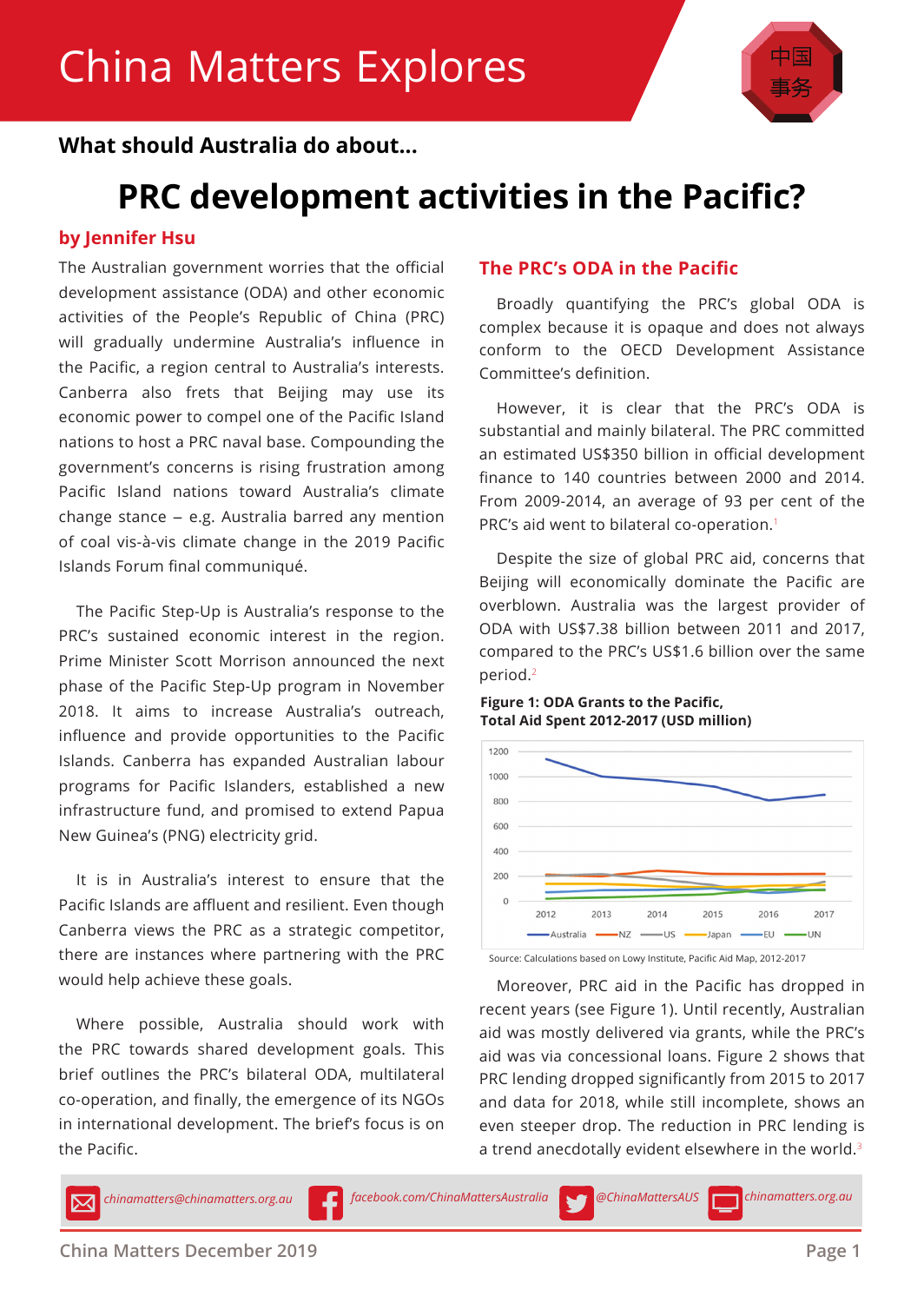# China Matters Explores

中国事务

**What should Australia do about...**

# PRC development activities in the Pacific?

**by Jennifer Hsu**

The Australian government worries that the official development assistance (ODA) and other economic activities of the People's Republic of China (PRC) will gradually undermine Australia's influence in the Pacific, a region central to Australia's interests. Canberra also frets that Beijing may use its economic power to compel one of the Pacific Island nations to host a PRC naval base. Compounding the government's concerns is rising frustration among Pacific Island nations toward Australia's climate change stance – e.g. Australia barred any mention of coal vis-à-vis climate change in the 2019 Pacific Islands Forum final communiqué.

The Pacific Step-Up is Australia's response to the PRC's sustained economic interest in the region. Prime Minister Scott Morrison announced the next phase of the Pacific Step-Up program in November 2018. It aims to increase Australia's outreach, influence and provide opportunities to the Pacific Islands. Canberra has expanded Australian labour programs for Pacific Islanders, established a new infrastructure fund, and promised to extend Papua New Guinea's (PNG) electricity grid.

It is in Australia's interest to ensure that the Pacific Islands are affluent and resilient. Even though Canberra views the PRC as a strategic competitor, there are instances where partnering with the PRC would help achieve these goals.

Where possible, Australia should work with the PRC towards shared development goals. This brief outlines the PRC's bilateral ODA, multilateral co-operation, and finally, the emergence of its NGOs in international development. The brief's focus is on the Pacific.

## The PRC's ODA in the Pacific

Broadly quantifying the PRC's global ODA is complex because it is opaque and does not always conform to the OECD Development Assistance Committee's definition.

However, it is clear that the PRC's ODA is substantial and mainly bilateral. The PRC committed an estimated US$350 billion in official development finance to 140 countries between 2000 and 2014. From 2009-2014, an average of 93 per cent of the PRC's aid went to bilateral co-operation.[1]

Despite the size of global PRC aid, concerns that Beijing will economically dominate the Pacific are overblown. Australia was the largest provider of ODA with US$7.38 billion between 2011 and 2017, compared to the PRC's US$1.6 billion over the same period.[2]

**Figure 1: ODA Grants to the Pacific, Total Aid Spent 2012-2017 (USD million)**

Source: Calculations based on Lowy Institute, Pacific Aid Map, 2012-2017

Moreover, PRC aid in the Pacific has dropped in recent years (see Figure 1). Until recently, Australian aid was mostly delivered via grants, while the PRC's aid was via concessional loans. Figure 2 shows that PRC lending dropped significantly from 2015 to 2017 and data for 2018, while still incomplete, shows an even steeper drop. The reduction in PRC lending is a trend anecdotally evident elsewhere in the world.[3]

chinamatters@chinamatters.org.au | facebook.com/ChinaMattersAustralia | @ChinaMattersAUS | chinamatters.org.au

China Matters December 2019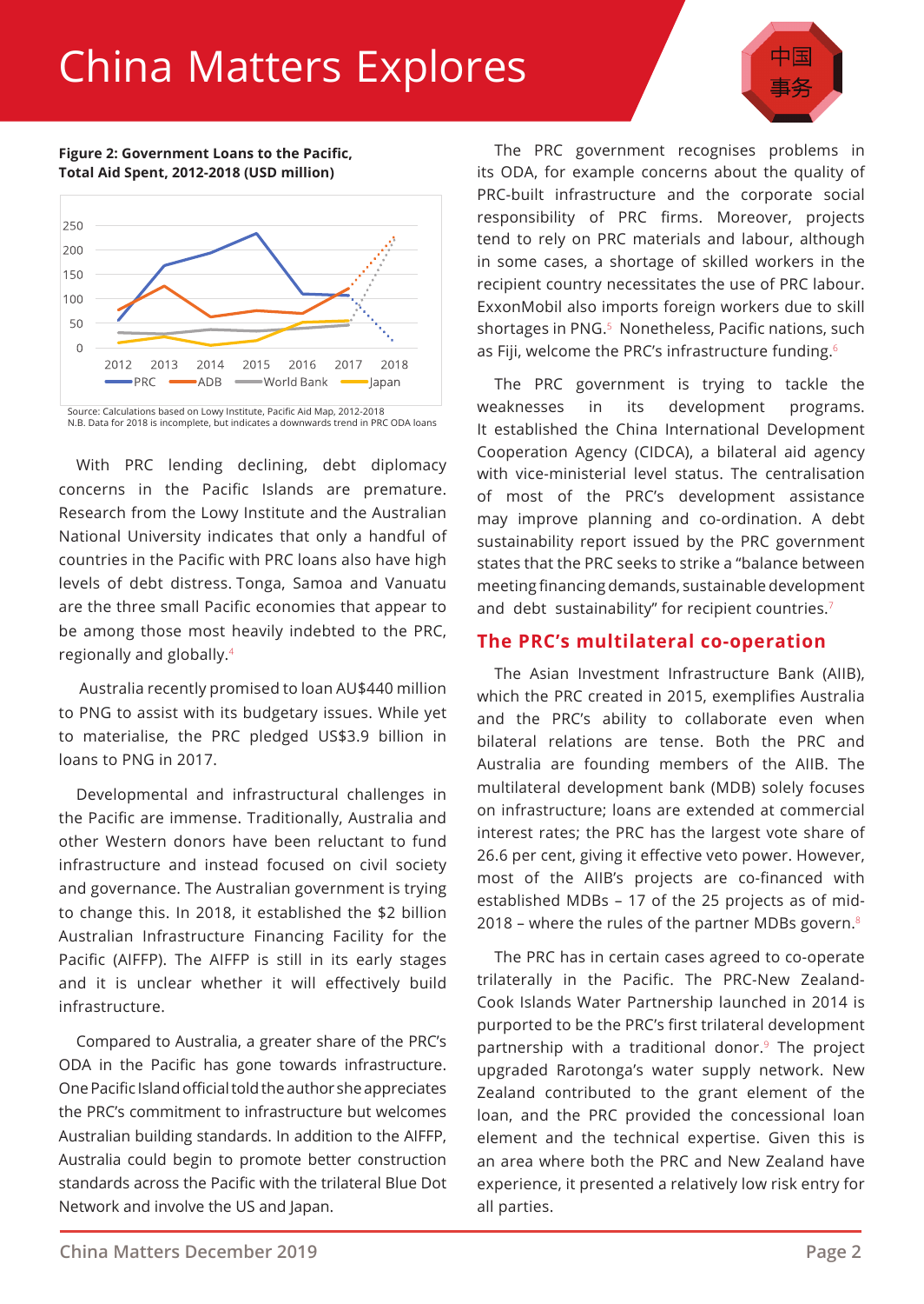**Figure 2: Government Loans to the Pacific, Total Aid Spent, 2012-2018 (USD million)**

Source: Calculations based on Lowy Institute, Pacific Aid Map, 2012-2018
N.B. Data for 2018 is incomplete, but indicates a downwards trend in PRC ODA loans

With PRC lending declining, debt diplomacy concerns in the Pacific Islands are premature. Research from the Lowy Institute and the Australian National University indicates that only a handful of countries in the Pacific with PRC loans also have high levels of debt distress. Tonga, Samoa and Vanuatu are the three small Pacific economies that appear to be among those most heavily indebted to the PRC, regionally and globally.[4]

Australia recently promised to loan AU$440 million to PNG to assist with its budgetary issues. While yet to materialise, the PRC pledged US$3.9 billion in loans to PNG in 2017.

Developmental and infrastructural challenges in the Pacific are immense. Traditionally, Australia and other Western donors have been reluctant to fund infrastructure and instead focused on civil society and governance. The Australian government is trying to change this. In 2018, it established the $2 billion Australian Infrastructure Financing Facility for the Pacific (AIFFP). The AIFFP is still in its early stages and it is unclear whether it will effectively build infrastructure.

Compared to Australia, a greater share of the PRC's ODA in the Pacific has gone towards infrastructure. One Pacific Island official told the author she appreciates the PRC's commitment to infrastructure but welcomes Australian building standards. In addition to the AIFFP, Australia could begin to promote better construction standards across the Pacific with the trilateral Blue Dot Network and involve the US and Japan.

The PRC government recognises problems in its ODA, for example concerns about the quality of PRC-built infrastructure and the corporate social responsibility of PRC firms. Moreover, projects tend to rely on PRC materials and labour, although in some cases, a shortage of skilled workers in the recipient country necessitates the use of PRC labour. ExxonMobil also imports foreign workers due to skill shortages in PNG.[5] Nonetheless, Pacific nations, such as Fiji, welcome the PRC's infrastructure funding.[6]

The PRC government is trying to tackle the weaknesses in its development programs. It established the China International Development Cooperation Agency (CIDCA), a bilateral aid agency with vice-ministerial level status. The centralisation of most of the PRC's development assistance may improve planning and co-ordination. A debt sustainability report issued by the PRC government states that the PRC seeks to strike a "balance between meeting financing demands, sustainable development and debt sustainability" for recipient countries.[7]

## The PRC's multilateral co-operation

The Asian Investment Infrastructure Bank (AIIB), which the PRC created in 2015, exemplifies Australia and the PRC's ability to collaborate even when bilateral relations are tense. Both the PRC and Australia are founding members of the AIIB. The multilateral development bank (MDB) solely focuses on infrastructure; loans are extended at commercial interest rates; the PRC has the largest vote share of 26.6 per cent, giving it effective veto power. However, most of the AIIB's projects are co-financed with established MDBs – 17 of the 25 projects as of mid-2018 – where the rules of the partner MDBs govern.[8]

The PRC has in certain cases agreed to co-operate trilaterally in the Pacific. The PRC-New Zealand-Cook Islands Water Partnership launched in 2014 is purported to be the PRC's first trilateral development partnership with a traditional donor.[9] The project upgraded Rarotonga's water supply network. New Zealand contributed to the grant element of the loan, and the PRC provided the concessional loan element and the technical expertise. Given this is an area where both the PRC and New Zealand have experience, it presented a relatively low risk entry for all parties.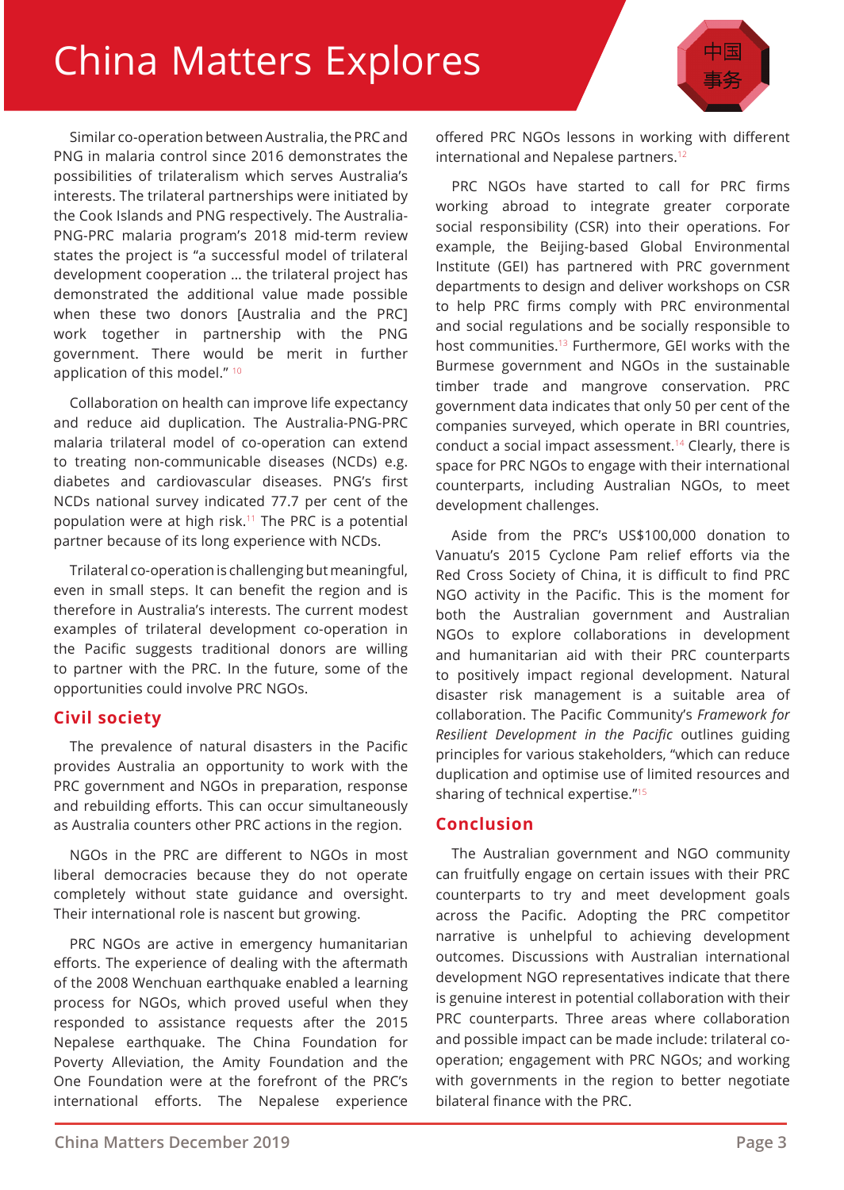Similar co-operation between Australia, the PRC and PNG in malaria control since 2016 demonstrates the possibilities of trilateralism which serves Australia's interests. The trilateral partnerships were initiated by the Cook Islands and PNG respectively. The Australia-PNG-PRC malaria program's 2018 mid-term review states the project is "a successful model of trilateral development cooperation … the trilateral project has demonstrated the additional value made possible when these two donors [Australia and the PRC] work together in partnership with the PNG government. There would be merit in further application of this model."[10]

Collaboration on health can improve life expectancy and reduce aid duplication. The Australia-PNG-PRC malaria trilateral model of co-operation can extend to treating non-communicable diseases (NCDs) e.g. diabetes and cardiovascular diseases. PNG's first NCDs national survey indicated 77.7 per cent of the population were at high risk.[11] The PRC is a potential partner because of its long experience with NCDs.

Trilateral co-operation is challenging but meaningful, even in small steps. It can benefit the region and is therefore in Australia's interests. The current modest examples of trilateral development co-operation in the Pacific suggests traditional donors are willing to partner with the PRC. In the future, some of the opportunities could involve PRC NGOs.

## Civil society

The prevalence of natural disasters in the Pacific provides Australia an opportunity to work with the PRC government and NGOs in preparation, response and rebuilding efforts. This can occur simultaneously as Australia counters other PRC actions in the region.

NGOs in the PRC are different to NGOs in most liberal democracies because they do not operate completely without state guidance and oversight. Their international role is nascent but growing.

PRC NGOs are active in emergency humanitarian efforts. The experience of dealing with the aftermath of the 2008 Wenchuan earthquake enabled a learning process for NGOs, which proved useful when they responded to assistance requests after the 2015 Nepalese earthquake. The China Foundation for Poverty Alleviation, the Amity Foundation and the One Foundation were at the forefront of the PRC's international efforts. The Nepalese experience offered PRC NGOs lessons in working with different international and Nepalese partners.[12]

PRC NGOs have started to call for PRC firms working abroad to integrate greater corporate social responsibility (CSR) into their operations. For example, the Beijing-based Global Environmental Institute (GEI) has partnered with PRC government departments to design and deliver workshops on CSR to help PRC firms comply with PRC environmental and social regulations and be socially responsible to host communities.[13] Furthermore, GEI works with the Burmese government and NGOs in the sustainable timber trade and mangrove conservation. PRC government data indicates that only 50 per cent of the companies surveyed, which operate in BRI countries, conduct a social impact assessment.[14] Clearly, there is space for PRC NGOs to engage with their international counterparts, including Australian NGOs, to meet development challenges.

Aside from the PRC's US$100,000 donation to Vanuatu's 2015 Cyclone Pam relief efforts via the Red Cross Society of China, it is difficult to find PRC NGO activity in the Pacific. This is the moment for both the Australian government and Australian NGOs to explore collaborations in development and humanitarian aid with their PRC counterparts to positively impact regional development. Natural disaster risk management is a suitable area of collaboration. The Pacific Community's *Framework for Resilient Development in the Pacific* outlines guiding principles for various stakeholders, "which can reduce duplication and optimise use of limited resources and sharing of technical expertise."[15]

## Conclusion

The Australian government and NGO community can fruitfully engage on certain issues with their PRC counterparts to try and meet development goals across the Pacific. Adopting the PRC competitor narrative is unhelpful to achieving development outcomes. Discussions with Australian international development NGO representatives indicate that there is genuine interest in potential collaboration with their PRC counterparts. Three areas where collaboration and possible impact can be made include: trilateral co-operation; engagement with PRC NGOs; and working with governments in the region to better negotiate bilateral finance with the PRC.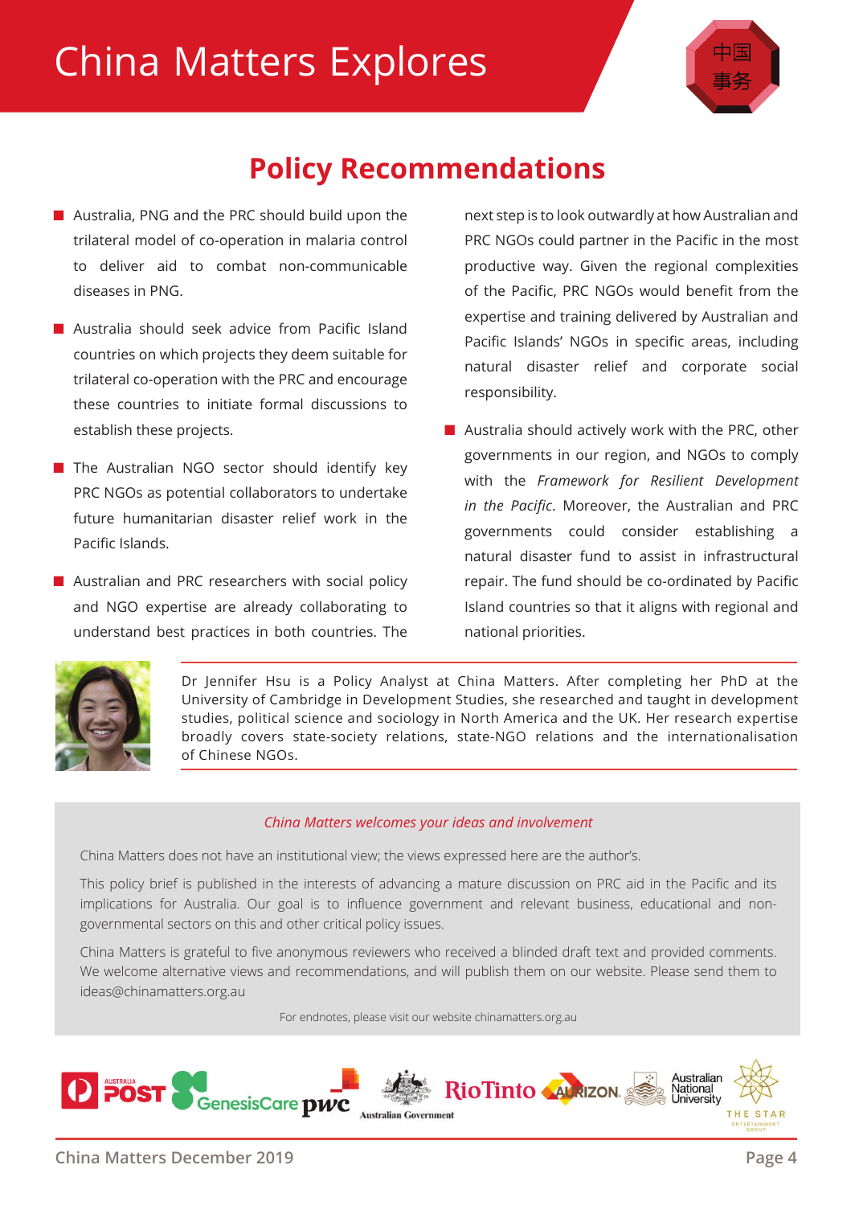## Policy Recommendations

- Australia, PNG and the PRC should build upon the trilateral model of co-operation in malaria control to deliver aid to combat non-communicable diseases in PNG.
- Australia should seek advice from Pacific Island countries on which projects they deem suitable for trilateral co-operation with the PRC and encourage these countries to initiate formal discussions to establish these projects.
- The Australian NGO sector should identify key PRC NGOs as potential collaborators to undertake future humanitarian disaster relief work in the Pacific Islands.
- Australian and PRC researchers with social policy and NGO expertise are already collaborating to understand best practices in both countries. The next step is to look outwardly at how Australian and PRC NGOs could partner in the Pacific in the most productive way. Given the regional complexities of the Pacific, PRC NGOs would benefit from the expertise and training delivered by Australian and Pacific Islands' NGOs in specific areas, including natural disaster relief and corporate social responsibility.
- Australia should actively work with the PRC, other governments in our region, and NGOs to comply with the *Framework for Resilient Development in the Pacific*. Moreover, the Australian and PRC governments could consider establishing a natural disaster fund to assist in infrastructural repair. The fund should be co-ordinated by Pacific Island countries so that it aligns with regional and national priorities.

Dr Jennifer Hsu is a Policy Analyst at China Matters. After completing her PhD at the University of Cambridge in Development Studies, she researched and taught in development studies, political science and sociology in North America and the UK. Her research expertise broadly covers state-society relations, state-NGO relations and the internationalisation of Chinese NGOs.

*China Matters welcomes your ideas and involvement*

China Matters does not have an institutional view; the views expressed here are the author's.

This policy brief is published in the interests of advancing a mature discussion on PRC aid in the Pacific and its implications for Australia. Our goal is to influence government and relevant business, educational and non-governmental sectors on this and other critical policy issues.

China Matters is grateful to five anonymous reviewers who received a blinded draft text and provided comments. We welcome alternative views and recommendations, and will publish them on our website. Please send them to ideas@chinamatters.org.au

For endnotes, please visit our website chinamatters.org.au